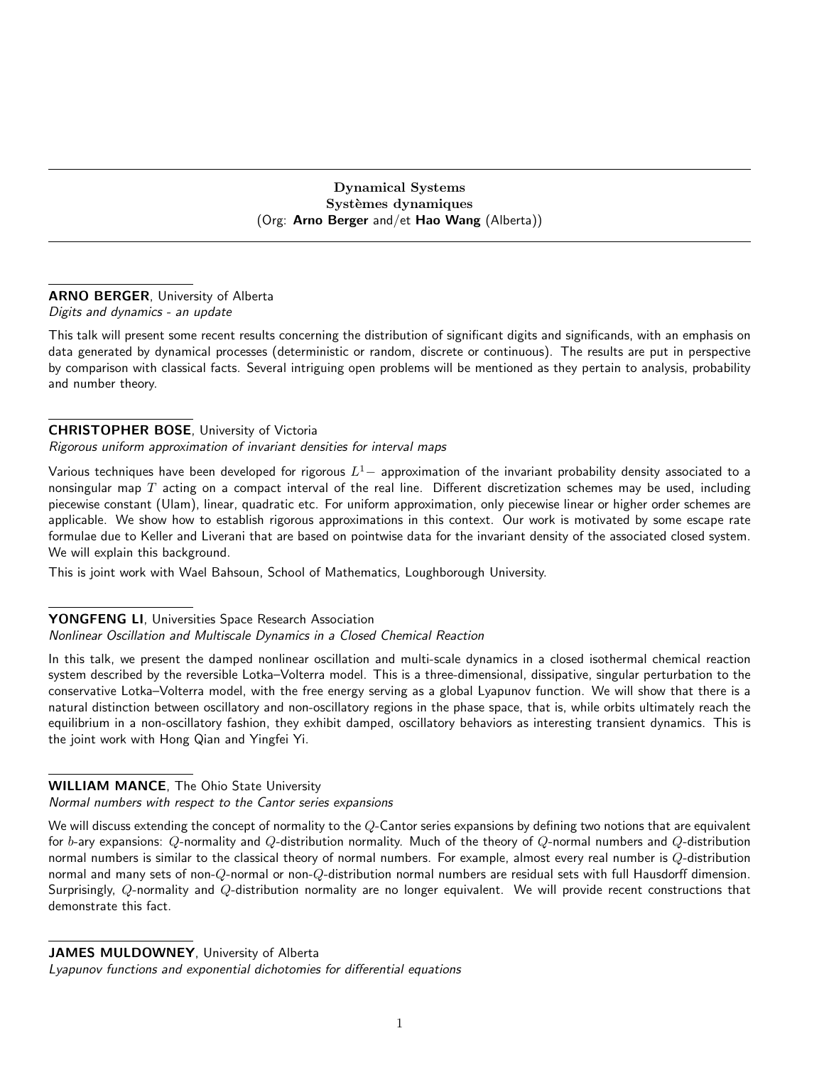## Dynamical Systems
## Systèmes dynamiques
(Org: **Arno Berger** and/et **Hao Wang** (Alberta))

---

**ARNO BERGER**, University of Alberta
*Digits and dynamics - an update*

This talk will present some recent results concerning the distribution of significant digits and significands, with an emphasis on data generated by dynamical processes (deterministic or random, discrete or continuous). The results are put in perspective by comparison with classical facts. Several intriguing open problems will be mentioned as they pertain to analysis, probability and number theory.

---

**CHRISTOPHER BOSE**, University of Victoria
*Rigorous uniform approximation of invariant densities for interval maps*

Various techniques have been developed for rigorous $L^1-$ approximation of the invariant probability density associated to a nonsingular map $T$ acting on a compact interval of the real line. Different discretization schemes may be used, including piecewise constant (Ulam), linear, quadratic etc. For uniform approximation, only piecewise linear or higher order schemes are applicable. We show how to establish rigorous approximations in this context. Our work is motivated by some escape rate formulae due to Keller and Liverani that are based on pointwise data for the invariant density of the associated closed system. We will explain this background.

This is joint work with Wael Bahsoun, School of Mathematics, Loughborough University.

---

**YONGFENG LI**, Universities Space Research Association
*Nonlinear Oscillation and Multiscale Dynamics in a Closed Chemical Reaction*

In this talk, we present the damped nonlinear oscillation and multi-scale dynamics in a closed isothermal chemical reaction system described by the reversible Lotka–Volterra model. This is a three-dimensional, dissipative, singular perturbation to the conservative Lotka–Volterra model, with the free energy serving as a global Lyapunov function. We will show that there is a natural distinction between oscillatory and non-oscillatory regions in the phase space, that is, while orbits ultimately reach the equilibrium in a non-oscillatory fashion, they exhibit damped, oscillatory behaviors as interesting transient dynamics. This is the joint work with Hong Qian and Yingfei Yi.

---

**WILLIAM MANCE**, The Ohio State University
*Normal numbers with respect to the Cantor series expansions*

We will discuss extending the concept of normality to the $Q$-Cantor series expansions by defining two notions that are equivalent for $b$-ary expansions: $Q$-normality and $Q$-distribution normality. Much of the theory of $Q$-normal numbers and $Q$-distribution normal numbers is similar to the classical theory of normal numbers. For example, almost every real number is $Q$-distribution normal and many sets of non-$Q$-normal or non-$Q$-distribution normal numbers are residual sets with full Hausdorff dimension. Surprisingly, $Q$-normality and $Q$-distribution normality are no longer equivalent. We will provide recent constructions that demonstrate this fact.

---

**JAMES MULDOWNEY**, University of Alberta
*Lyapunov functions and exponential dichotomies for differential equations*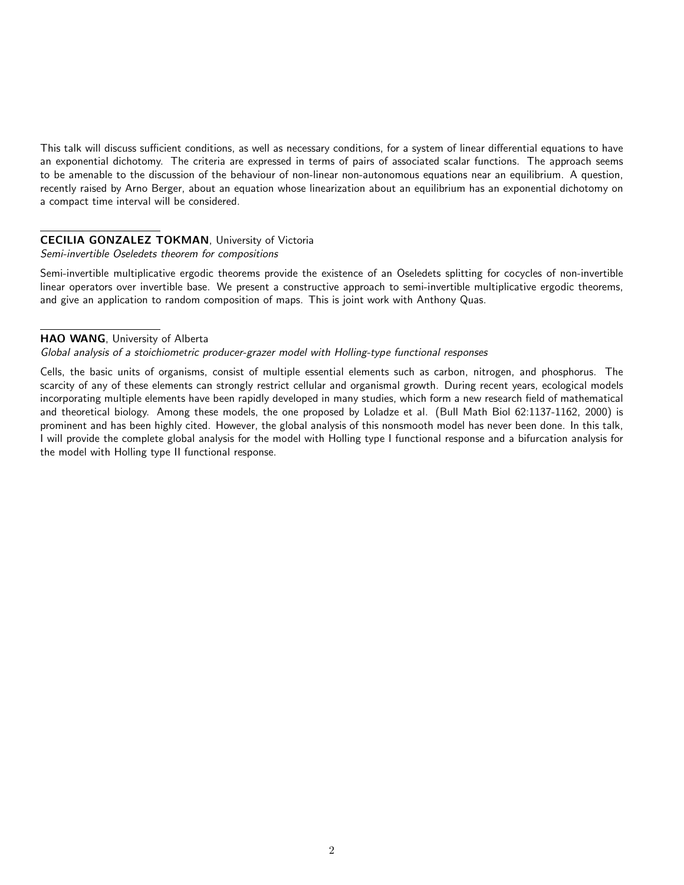This talk will discuss sufficient conditions, as well as necessary conditions, for a system of linear differential equations to have an exponential dichotomy. The criteria are expressed in terms of pairs of associated scalar functions. The approach seems to be amenable to the discussion of the behaviour of non-linear non-autonomous equations near an equilibrium. A question, recently raised by Arno Berger, about an equation whose linearization about an equilibrium has an exponential dichotomy on a compact time interval will be considered.

---

**CECILIA GONZALEZ TOKMAN**, University of Victoria
*Semi-invertible Oseledets theorem for compositions*

Semi-invertible multiplicative ergodic theorems provide the existence of an Oseledets splitting for cocycles of non-invertible linear operators over invertible base. We present a constructive approach to semi-invertible multiplicative ergodic theorems, and give an application to random composition of maps. This is joint work with Anthony Quas.

---

**HAO WANG**, University of Alberta
*Global analysis of a stoichiometric producer-grazer model with Holling-type functional responses*

Cells, the basic units of organisms, consist of multiple essential elements such as carbon, nitrogen, and phosphorus. The scarcity of any of these elements can strongly restrict cellular and organismal growth. During recent years, ecological models incorporating multiple elements have been rapidly developed in many studies, which form a new research field of mathematical and theoretical biology. Among these models, the one proposed by Loladze et al. (Bull Math Biol 62:1137-1162, 2000) is prominent and has been highly cited. However, the global analysis of this nonsmooth model has never been done. In this talk, I will provide the complete global analysis for the model with Holling type I functional response and a bifurcation analysis for the model with Holling type II functional response.